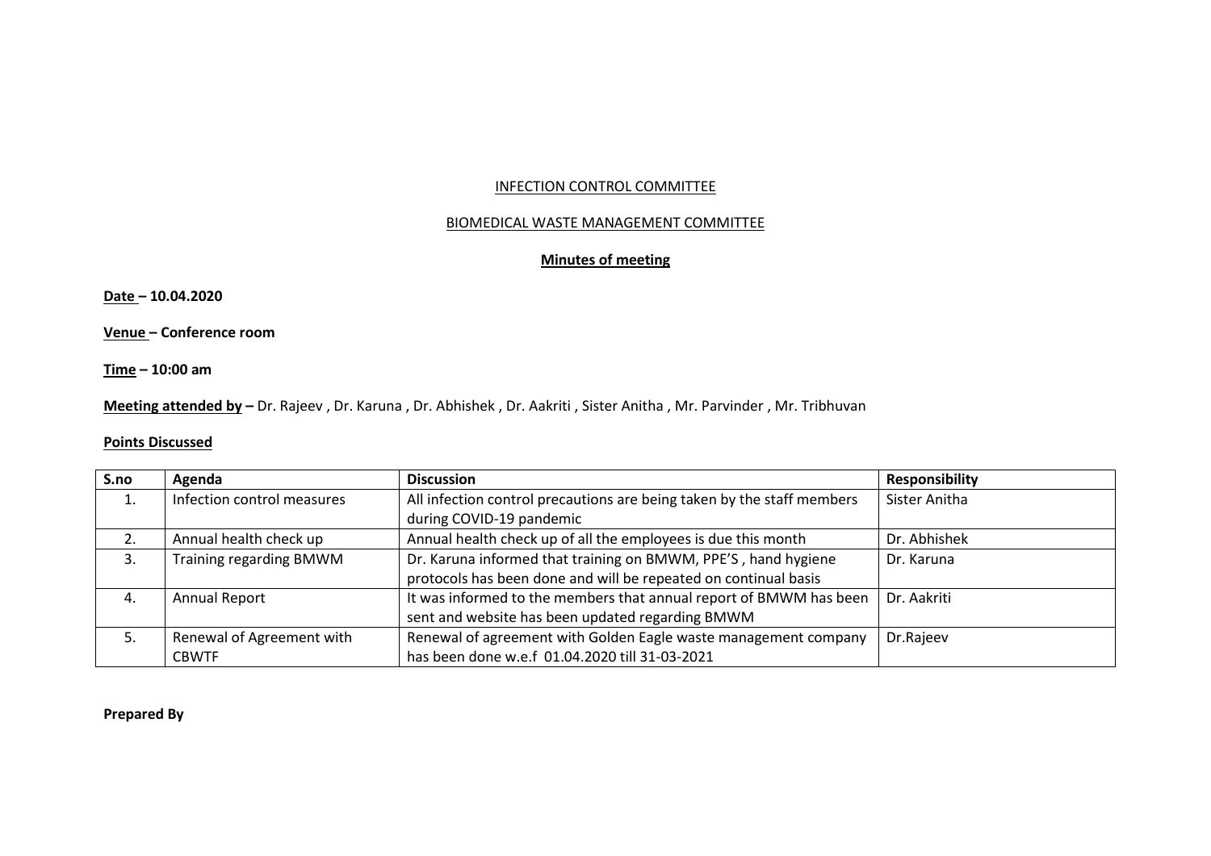INFECTION CONTROL COMMITTEE

BIOMEDICAL WASTE MANAGEMENT COMMITTEE

**Minutes of meeting**

**Date – 10.04.2020**

**Venue – Conference room**

**Time – 10:00 am**

**Meeting attended by –** Dr. Rajeev , Dr. Karuna , Dr. Abhishek , Dr. Aakriti , Sister Anitha , Mr. Parvinder , Mr. Tribhuvan

**Points Discussed**

| S.no | Agenda | Discussion | Responsibility |
|---|---|---|---|
| 1. | Infection control measures | All infection control precautions are being taken by the staff members during COVID-19 pandemic | Sister Anitha |
| 2. | Annual health check up | Annual health check up of all the employees is due this month | Dr. Abhishek |
| 3. | Training regarding BMWM | Dr. Karuna informed that training on BMWM, PPE'S , hand hygiene protocols has been done and will be repeated on continual basis | Dr. Karuna |
| 4. | Annual Report | It was informed to the members that annual report of BMWM has been sent and website has been updated regarding BMWM | Dr. Aakriti |
| 5. | Renewal of Agreement with CBWTF | Renewal of agreement with Golden Eagle waste management company has been done w.e.f 01.04.2020 till 31-03-2021 | Dr.Rajeev |

**Prepared By**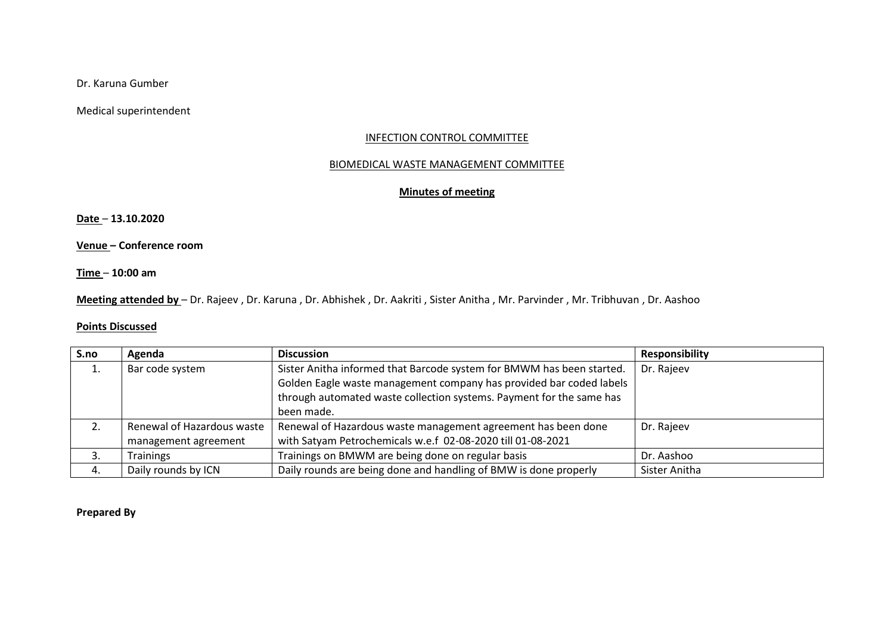Dr. Karuna Gumber

Medical superintendent

INFECTION CONTROL COMMITTEE

BIOMEDICAL WASTE MANAGEMENT COMMITTEE

**Minutes of meeting**

**Date – 13.10.2020**

**Venue – Conference room**

**Time – 10:00 am**

**Meeting attended by** – Dr. Rajeev , Dr. Karuna , Dr. Abhishek , Dr. Aakriti , Sister Anitha , Mr. Parvinder , Mr. Tribhuvan , Dr. Aashoo

**Points Discussed**

| S.no | Agenda | Discussion | Responsibility |
|---|---|---|---|
| 1. | Bar code system | Sister Anitha informed that Barcode system for BMWM has been started. Golden Eagle waste management company has provided bar coded labels through automated waste collection systems. Payment for the same has been made. | Dr. Rajeev |
| 2. | Renewal of Hazardous waste management agreement | Renewal of Hazardous waste management agreement has been done with Satyam Petrochemicals w.e.f 02-08-2020 till 01-08-2021 | Dr. Rajeev |
| 3. | Trainings | Trainings on BMWM are being done on regular basis | Dr. Aashoo |
| 4. | Daily rounds by ICN | Daily rounds are being done and handling of BMW is done properly | Sister Anitha |

**Prepared By**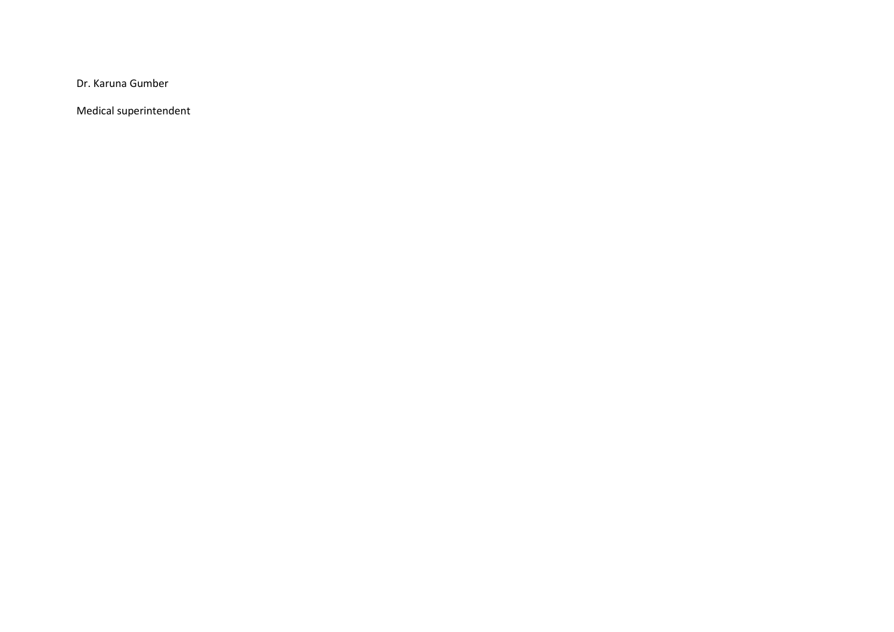Dr. Karuna Gumber

Medical superintendent